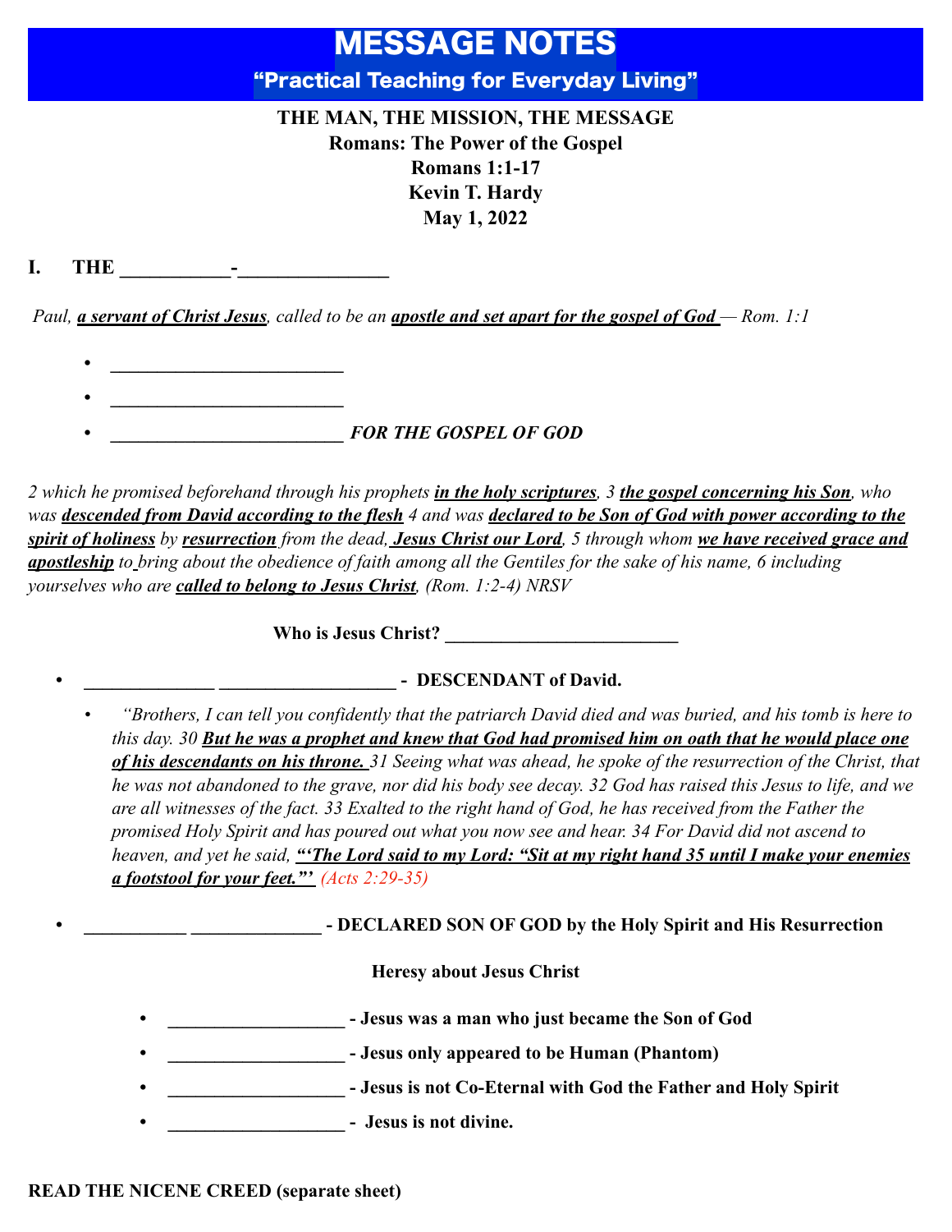# MESSAGE NOTES

## "Practical Teaching for Everyday Living"

**THE MAN, THE MISSION, THE MESSAGE**
**Romans: The Power of the Gospel**
**Romans 1:1-17**
**Kevin T. Hardy**
**May 1, 2022**

**I. THE ___________-_______________**

*Paul, **a servant of Christ Jesus**, called to be an **apostle and set apart for the gospel of God** — Rom. 1:1*

- **_________________________**
- **_________________________**
- **_________________________** ***FOR THE GOSPEL OF GOD***

*2 which he promised beforehand through his prophets **in the holy scriptures**, 3 **the gospel concerning his Son**, who was **descended from David according to the flesh** 4 and was **declared to be Son of God with power according to the spirit of holiness** by **resurrection** from the dead, **Jesus Christ our Lord**, 5 through whom **we have received grace and apostleship** to bring about the obedience of faith among all the Gentiles for the sake of his name, 6 including yourselves who are **called to belong to Jesus Christ**, (Rom. 1:2-4) NRSV*

**Who is Jesus Christ? _________________________**

- **______________ __________________ - DESCENDANT of David.**
  - *"Brothers, I can tell you confidently that the patriarch David died and was buried, and his tomb is here to this day. 30 **But he was a prophet and knew that God had promised him on oath that he would place one of his descendants on his throne.** 31 Seeing what was ahead, he spoke of the resurrection of the Christ, that he was not abandoned to the grave, nor did his body see decay. 32 God has raised this Jesus to life, and we are all witnesses of the fact. 33 Exalted to the right hand of God, he has received from the Father the promised Holy Spirit and has poured out what you now see and hear. 34 For David did not ascend to heaven, and yet he said, **"'The Lord said to my Lord: "Sit at my right hand 35 until I make your enemies a footstool for your feet."'** (Acts 2:29-35)*

- **___________ ______________ - DECLARED SON OF GOD by the Holy Spirit and His Resurrection**

**Heresy about Jesus Christ**

- **___________________ - Jesus was a man who just became the Son of God**
- **___________________ - Jesus only appeared to be Human (Phantom)**
- **___________________ - Jesus is not Co-Eternal with God the Father and Holy Spirit**
- **___________________ - Jesus is not divine.**

**READ THE NICENE CREED (separate sheet)**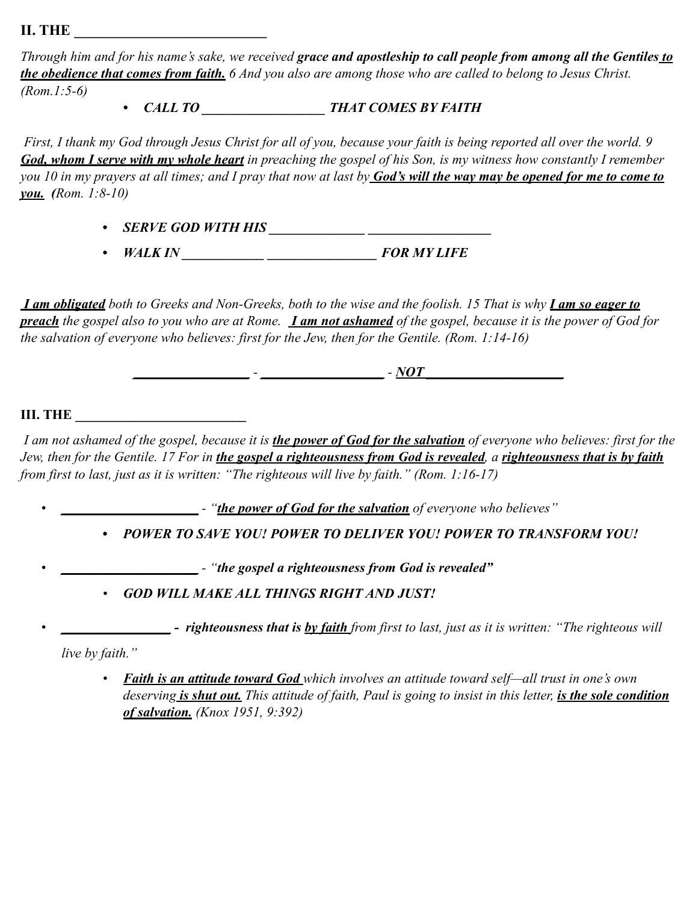## II. THE ___________________________

*Through him and for his name's sake, we received* ***grace and apostleship to call people from among all the Gentiles*** ***<u>to the obedience that comes from faith.</u>*** *6 And you also are among those who are called to belong to Jesus Christ. (Rom.1:5-6)*

- ***CALL TO __________________ THAT COMES BY FAITH***

*First, I thank my God through Jesus Christ for all of you, because your faith is being reported all over the world. 9* ***<u>God, whom I serve with my whole heart</u>*** *in preaching the gospel of his Son, is my witness how constantly I remember you 10 in my prayers at all times; and I pray that now at last by* ***<u>God's will the way may be opened for me to come to you.</u>*** *(Rom. 1:8-10)*

- ***SERVE GOD WITH HIS ______________ __________________***
- ***WALK IN ____________ ________________ FOR MY LIFE***

***<u>I am obligated</u>*** *both to Greeks and Non-Greeks, both to the wise and the foolish. 15 That is why* ***<u>I am so eager to preach</u>*** *the gospel also to you who are at Rome.* ***<u>I am not ashamed</u>*** *of the gospel, because it is the power of God for the salvation of everyone who believes: first for the Jew, then for the Gentile. (Rom. 1:14-16)*

***________________ - __________________ - <u>NOT</u>____________________***

## III. THE _________________________

*I am not ashamed of the gospel, because it is* ***<u>the power of God for the salvation</u>*** *of everyone who believes: first for the Jew, then for the Gentile. 17 For in* ***<u>the gospel a righteousness from God is revealed</u>****, a* ***<u>righteousness that is by faith</u>*** *from first to last, just as it is written: "The righteous will live by faith." (Rom. 1:16-17)*

- ***____________________*** *- "****<u>the power of God for the salvation</u>*** *of everyone who believes"*
  - ***POWER TO SAVE YOU! POWER TO DELIVER YOU! POWER TO TRANSFORM YOU!***
- ***____________________*** *- "****the gospel a righteousness from God is revealed"***
  - ***GOD WILL MAKE ALL THINGS RIGHT AND JUST!***
- ***________________ - righteousness that is <u>by faith</u>*** *from first to last, just as it is written: "The righteous will live by faith."*
  - ***<u>Faith is an attitude toward God</u>*** *which involves an attitude toward self—all trust in one's own deserving* ***<u>is shut out.</u>*** *This attitude of faith, Paul is going to insist in this letter,* ***<u>is the sole condition of salvation.</u>*** *(Knox 1951, 9:392)*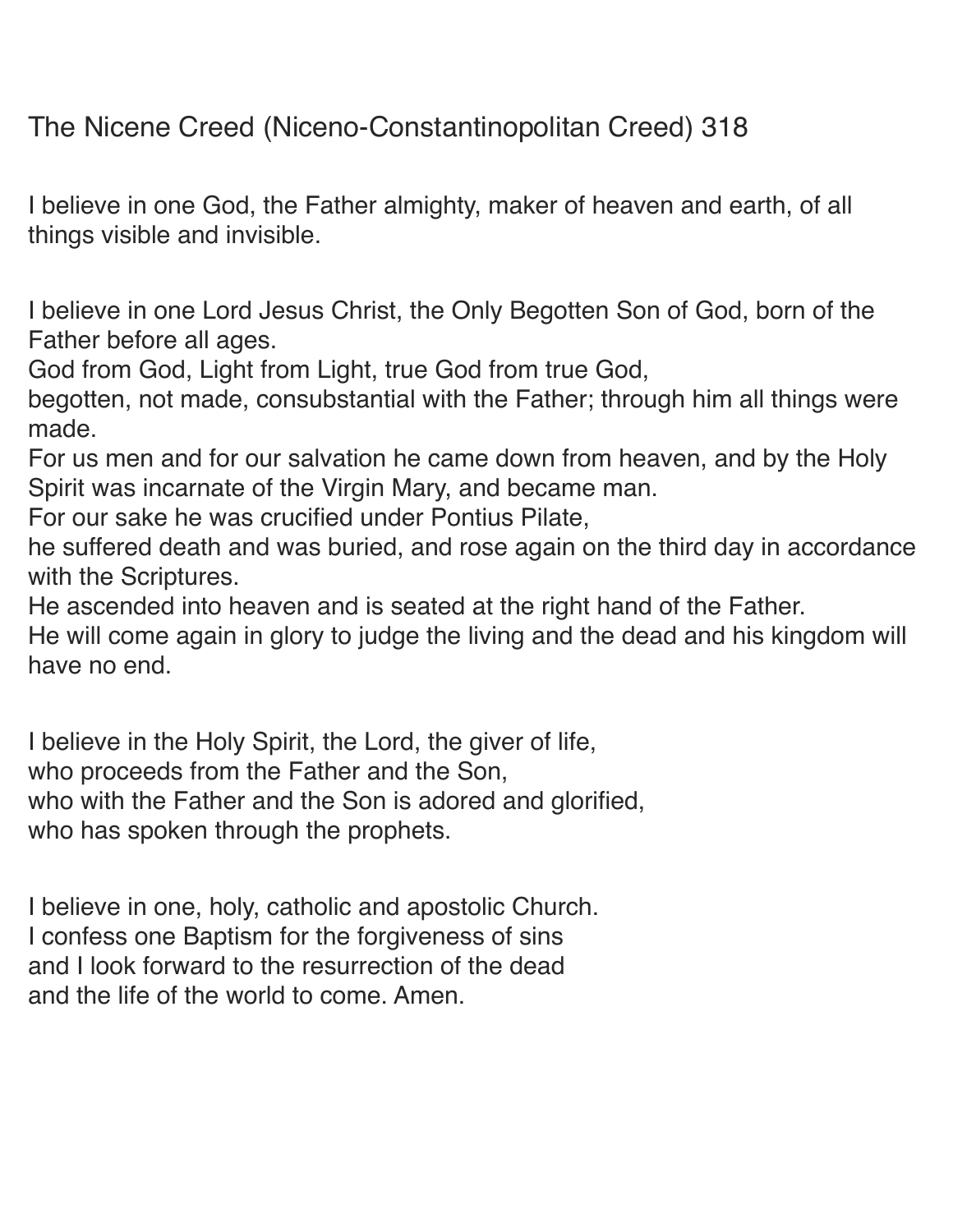# The Nicene Creed (Niceno-Constantinopolitan Creed) 318

I believe in one God, the Father almighty, maker of heaven and earth, of all things visible and invisible.

I believe in one Lord Jesus Christ, the Only Begotten Son of God, born of the Father before all ages.
God from God, Light from Light, true God from true God,
begotten, not made, consubstantial with the Father; through him all things were made.
For us men and for our salvation he came down from heaven, and by the Holy Spirit was incarnate of the Virgin Mary, and became man.
For our sake he was crucified under Pontius Pilate,
he suffered death and was buried, and rose again on the third day in accordance with the Scriptures.
He ascended into heaven and is seated at the right hand of the Father.
He will come again in glory to judge the living and the dead and his kingdom will have no end.

I believe in the Holy Spirit, the Lord, the giver of life,
who proceeds from the Father and the Son,
who with the Father and the Son is adored and glorified,
who has spoken through the prophets.

I believe in one, holy, catholic and apostolic Church.
I confess one Baptism for the forgiveness of sins
and I look forward to the resurrection of the dead
and the life of the world to come. Amen.